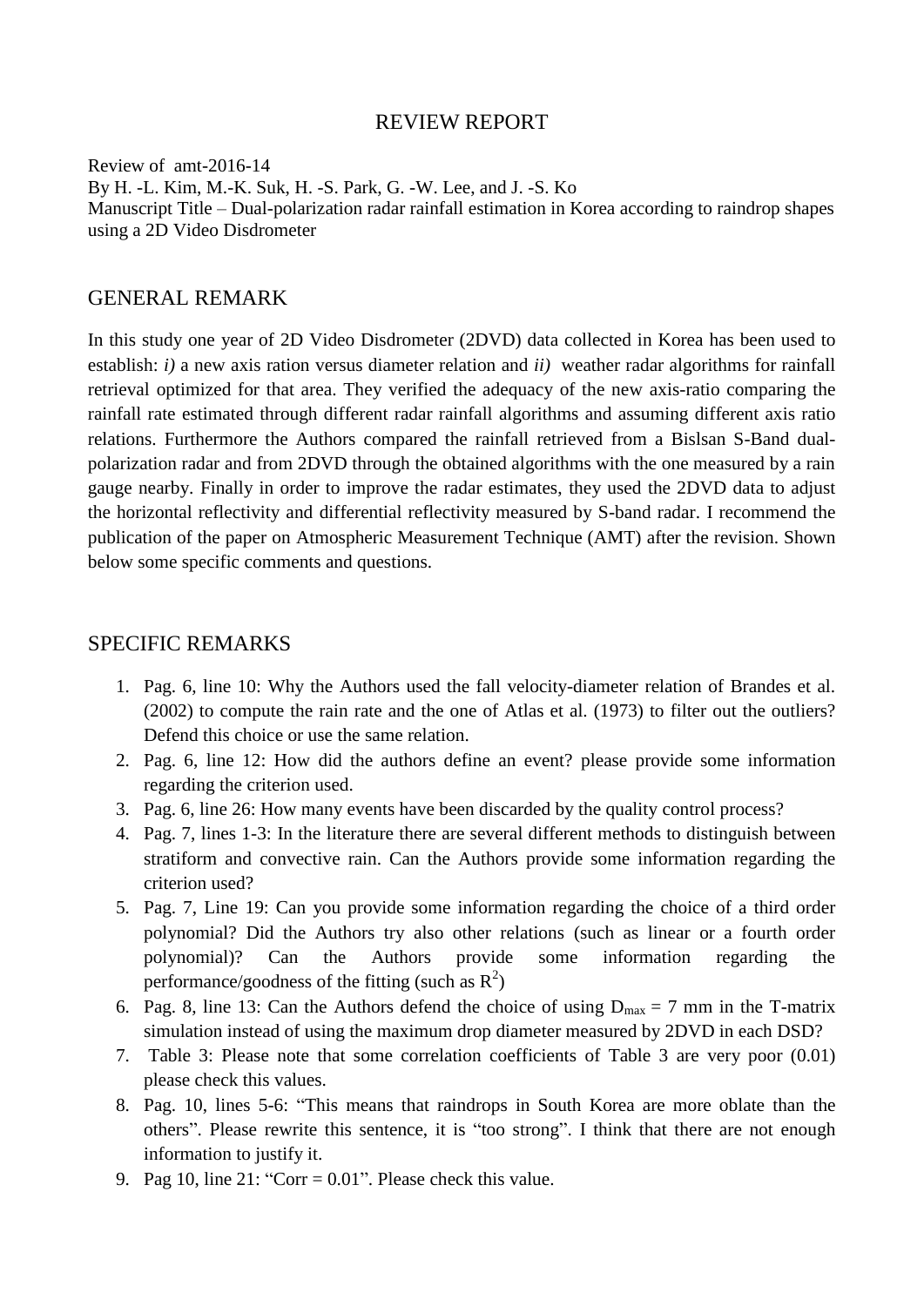# REVIEW REPORT

Review of amt-2016-14
By H. -L. Kim, M.-K. Suk, H. -S. Park, G. -W. Lee, and J. -S. Ko
Manuscript Title – Dual-polarization radar rainfall estimation in Korea according to raindrop shapes using a 2D Video Disdrometer

## GENERAL REMARK

In this study one year of 2D Video Disdrometer (2DVD) data collected in Korea has been used to establish: *i)* a new axis ration versus diameter relation and *ii)* weather radar algorithms for rainfall retrieval optimized for that area. They verified the adequacy of the new axis-ratio comparing the rainfall rate estimated through different radar rainfall algorithms and assuming different axis ratio relations. Furthermore the Authors compared the rainfall retrieved from a Bislsan S-Band dual-polarization radar and from 2DVD through the obtained algorithms with the one measured by a rain gauge nearby. Finally in order to improve the radar estimates, they used the 2DVD data to adjust the horizontal reflectivity and differential reflectivity measured by S-band radar. I recommend the publication of the paper on Atmospheric Measurement Technique (AMT) after the revision. Shown below some specific comments and questions.

## SPECIFIC REMARKS

1. Pag. 6, line 10: Why the Authors used the fall velocity-diameter relation of Brandes et al. (2002) to compute the rain rate and the one of Atlas et al. (1973) to filter out the outliers? Defend this choice or use the same relation.
2. Pag. 6, line 12: How did the authors define an event? please provide some information regarding the criterion used.
3. Pag. 6, line 26: How many events have been discarded by the quality control process?
4. Pag. 7, lines 1-3: In the literature there are several different methods to distinguish between stratiform and convective rain. Can the Authors provide some information regarding the criterion used?
5. Pag. 7, Line 19: Can you provide some information regarding the choice of a third order polynomial? Did the Authors try also other relations (such as linear or a fourth order polynomial)? Can the Authors provide some information regarding the performance/goodness of the fitting (such as $R^2$)
6. Pag. 8, line 13: Can the Authors defend the choice of using $D_{max}$ = 7 mm in the T-matrix simulation instead of using the maximum drop diameter measured by 2DVD in each DSD?
7. Table 3: Please note that some correlation coefficients of Table 3 are very poor (0.01) please check this values.
8. Pag. 10, lines 5-6: "This means that raindrops in South Korea are more oblate than the others". Please rewrite this sentence, it is "too strong". I think that there are not enough information to justify it.
9. Pag 10, line 21: "Corr = 0.01". Please check this value.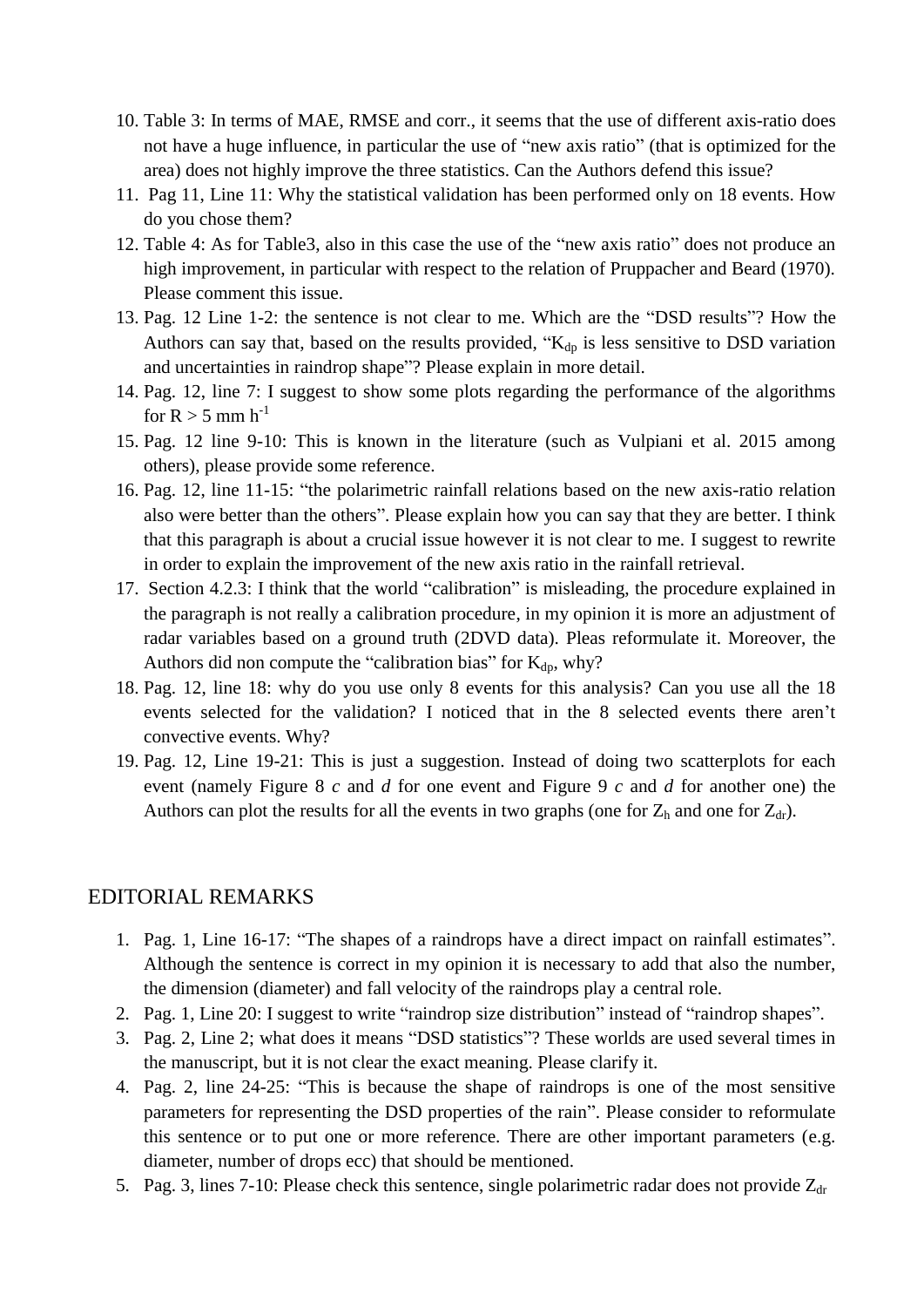10. Table 3: In terms of MAE, RMSE and corr., it seems that the use of different axis-ratio does not have a huge influence, in particular the use of "new axis ratio" (that is optimized for the area) does not highly improve the three statistics. Can the Authors defend this issue?
11. Pag 11, Line 11: Why the statistical validation has been performed only on 18 events. How do you chose them?
12. Table 4: As for Table3, also in this case the use of the "new axis ratio" does not produce an high improvement, in particular with respect to the relation of Pruppacher and Beard (1970). Please comment this issue.
13. Pag. 12 Line 1-2: the sentence is not clear to me. Which are the "DSD results"? How the Authors can say that, based on the results provided, "$K_{dp}$ is less sensitive to DSD variation and uncertainties in raindrop shape"? Please explain in more detail.
14. Pag. 12, line 7: I suggest to show some plots regarding the performance of the algorithms for $R > 5$ mm $h^{-1}$
15. Pag. 12 line 9-10: This is known in the literature (such as Vulpiani et al. 2015 among others), please provide some reference.
16. Pag. 12, line 11-15: "the polarimetric rainfall relations based on the new axis-ratio relation also were better than the others". Please explain how you can say that they are better. I think that this paragraph is about a crucial issue however it is not clear to me. I suggest to rewrite in order to explain the improvement of the new axis ratio in the rainfall retrieval.
17. Section 4.2.3: I think that the world "calibration" is misleading, the procedure explained in the paragraph is not really a calibration procedure, in my opinion it is more an adjustment of radar variables based on a ground truth (2DVD data). Pleas reformulate it. Moreover, the Authors did non compute the "calibration bias" for $K_{dp}$, why?
18. Pag. 12, line 18: why do you use only 8 events for this analysis? Can you use all the 18 events selected for the validation? I noticed that in the 8 selected events there aren't convective events. Why?
19. Pag. 12, Line 19-21: This is just a suggestion. Instead of doing two scatterplots for each event (namely Figure 8 *c* and *d* for one event and Figure 9 *c* and *d* for another one) the Authors can plot the results for all the events in two graphs (one for $Z_h$ and one for $Z_{dr}$).

## EDITORIAL REMARKS

1. Pag. 1, Line 16-17: "The shapes of a raindrops have a direct impact on rainfall estimates". Although the sentence is correct in my opinion it is necessary to add that also the number, the dimension (diameter) and fall velocity of the raindrops play a central role.
2. Pag. 1, Line 20: I suggest to write "raindrop size distribution" instead of "raindrop shapes".
3. Pag. 2, Line 2; what does it means "DSD statistics"? These worlds are used several times in the manuscript, but it is not clear the exact meaning. Please clarify it.
4. Pag. 2, line 24-25: "This is because the shape of raindrops is one of the most sensitive parameters for representing the DSD properties of the rain". Please consider to reformulate this sentence or to put one or more reference. There are other important parameters (e.g. diameter, number of drops ecc) that should be mentioned.
5. Pag. 3, lines 7-10: Please check this sentence, single polarimetric radar does not provide $Z_{dr}$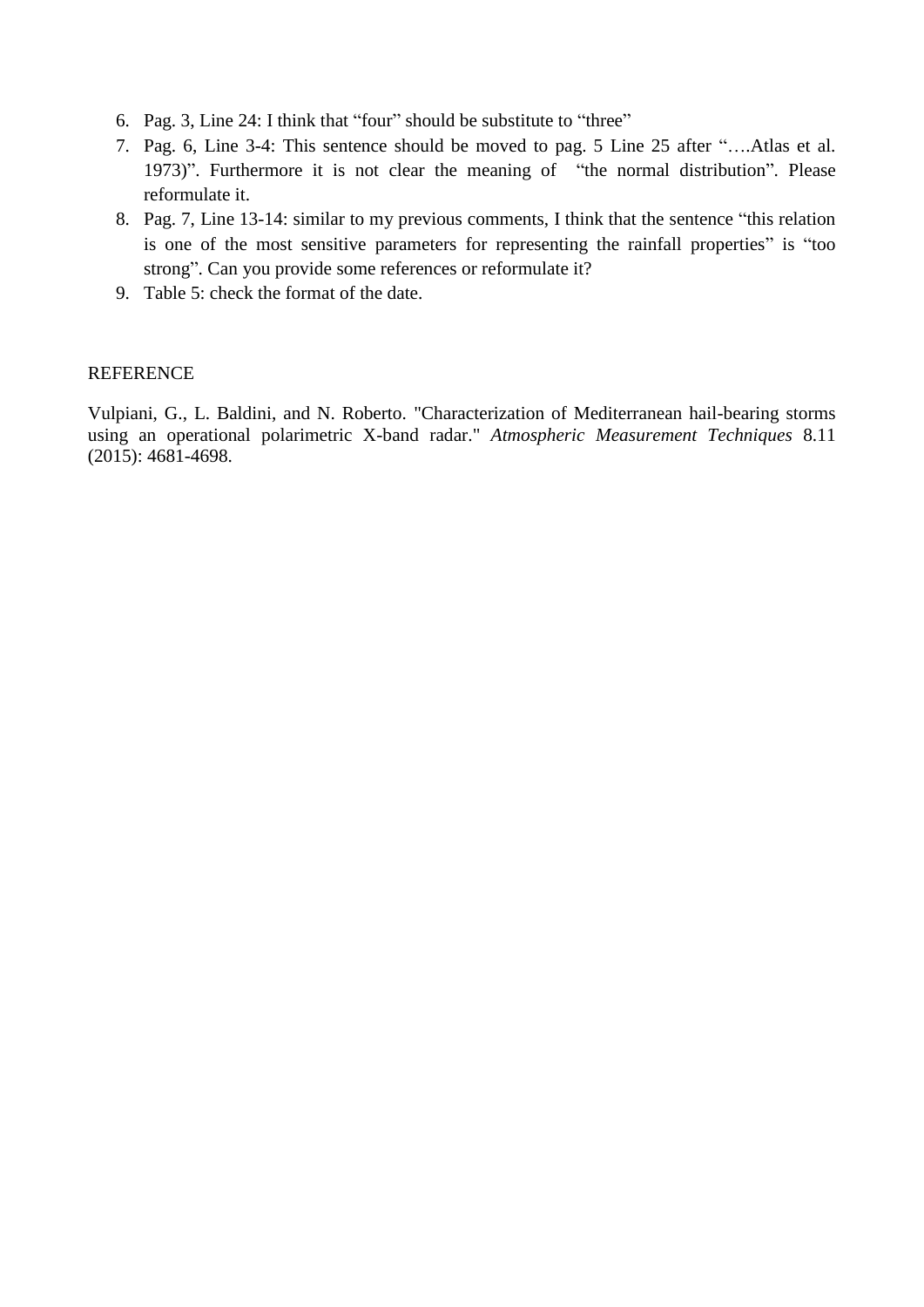6. Pag. 3, Line 24: I think that "four" should be substitute to "three"
7. Pag. 6, Line 3-4: This sentence should be moved to pag. 5 Line 25 after "….Atlas et al. 1973)". Furthermore it is not clear the meaning of "the normal distribution". Please reformulate it.
8. Pag. 7, Line 13-14: similar to my previous comments, I think that the sentence "this relation is one of the most sensitive parameters for representing the rainfall properties" is "too strong". Can you provide some references or reformulate it?
9. Table 5: check the format of the date.

REFERENCE

Vulpiani, G., L. Baldini, and N. Roberto. "Characterization of Mediterranean hail-bearing storms using an operational polarimetric X-band radar." *Atmospheric Measurement Techniques* 8.11 (2015): 4681-4698.